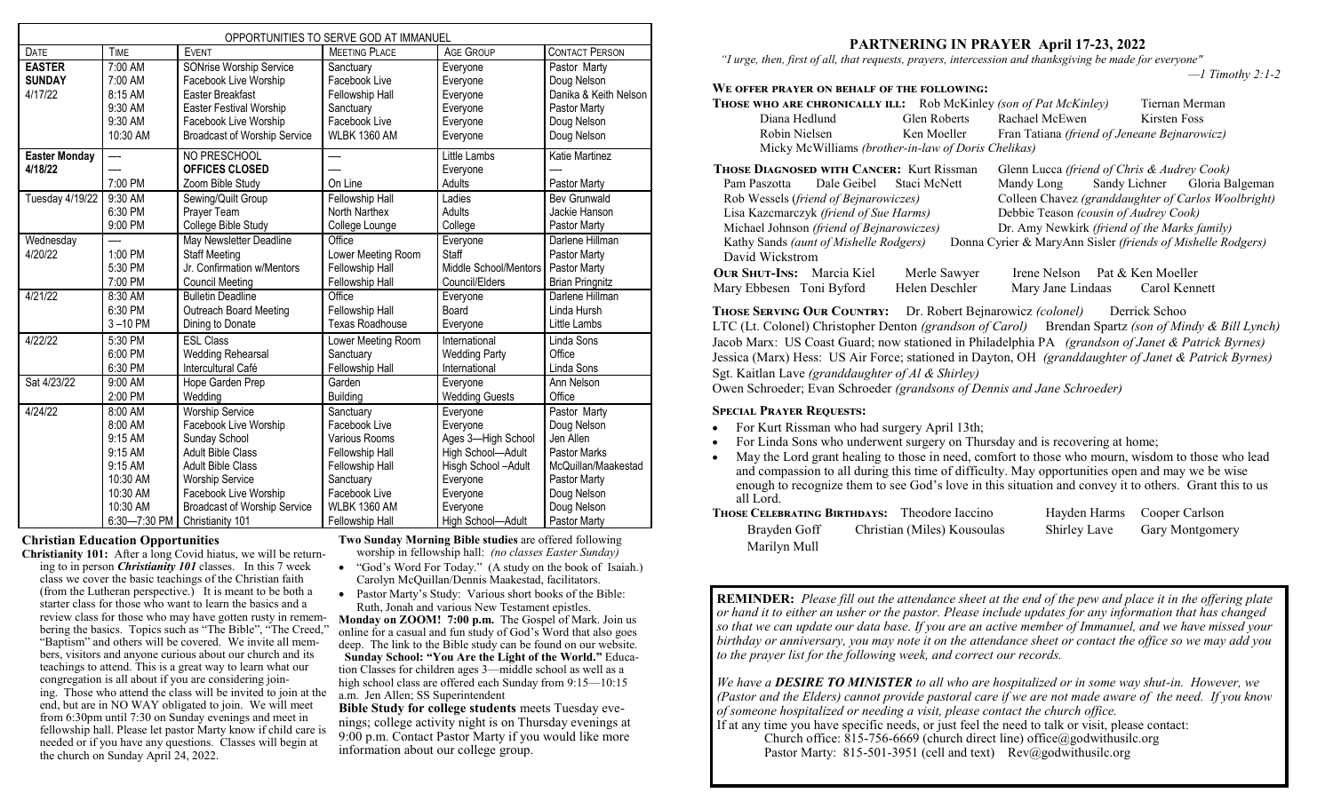## OPPORTUNITIES TO SERVE GOD AT IMMANUEL

| Date | Time | Event | Meeting Place | Age Group | Contact Person |
|---|---|---|---|---|---|
| **EASTER SUNDAY 4/17/22** | 7:00 AM | SONrise Worship Service | Sanctuary | Everyone | Pastor Marty |
| | 7:00 AM | Facebook Live Worship | Facebook Live | Everyone | Doug Nelson |
| | 8:15 AM | Easter Breakfast | Fellowship Hall | Everyone | Danika & Keith Nelson |
| | 9:30 AM | Easter Festival Worship | Sanctuary | Everyone | Pastor Marty |
| | 9:30 AM | Facebook Live Worship | Facebook Live | Everyone | Doug Nelson |
| | 10:30 AM | Broadcast of Worship Service | WLBK 1360 AM | Everyone | Doug Nelson |
| **Easter Monday 4/18/22** | — | NO PRESCHOOL | — | Little Lambs | Katie Martinez |
| | — | **OFFICES CLOSED** | — | Everyone | — |
| | 7:00 PM | Zoom Bible Study | On Line | Adults | Pastor Marty |
| Tuesday 4/19/22 | 9:30 AM | Sewing/Quilt Group | Fellowship Hall | Ladies | Bev Grunwald |
| | 6:30 PM | Prayer Team | North Narthex | Adults | Jackie Hanson |
| | 9:00 PM | College Bible Study | College Lounge | College | Pastor Marty |
| Wednesday 4/20/22 | — | May Newsletter Deadline | Office | Everyone | Darlene Hillman |
| | 1:00 PM | Staff Meeting | Lower Meeting Room | Staff | Pastor Marty |
| | 5:30 PM | Jr. Confirmation w/Mentors | Fellowship Hall | Middle School/Mentors | Pastor Marty |
| | 7:00 PM | Council Meeting | Fellowship Hall | Council/Elders | Brian Pringnitz |
| 4/21/22 | 8:30 AM | Bulletin Deadline | Office | Everyone | Darlene Hillman |
| | 6:30 PM | Outreach Board Meeting | Fellowship Hall | Board | Linda Hursh |
| | 3 –10 PM | Dining to Donate | Texas Roadhouse | Everyone | Little Lambs |
| 4/22/22 | 5:30 PM | ESL Class | Lower Meeting Room | International | Linda Sons |
| | 6:00 PM | Wedding Rehearsal | Sanctuary | Wedding Party | Office |
| | 6:30 PM | Intercultural Café | Fellowship Hall | International | Linda Sons |
| Sat 4/23/22 | 9:00 AM | Hope Garden Prep | Garden | Everyone | Ann Nelson |
| | 2:00 PM | Wedding | Building | Wedding Guests | Office |
| 4/24/22 | 8:00 AM | Worship Service | Sanctuary | Everyone | Pastor Marty |
| | 8:00 AM | Facebook Live Worship | Facebook Live | Everyone | Doug Nelson |
| | 9:15 AM | Sunday School | Various Rooms | Ages 3—High School | Jen Allen |
| | 9:15 AM | Adult Bible Class | Fellowship Hall | High School—Adult | Pastor Marks |
| | 9:15 AM | Adult Bible Class | Fellowship Hall | Hisgh School –Adult | McQuillan/Maakestad |
| | 10:30 AM | Worship Service | Sanctuary | Everyone | Pastor Marty |
| | 10:30 AM | Facebook Live Worship | Facebook Live | Everyone | Doug Nelson |
| | 10:30 AM | Broadcast of Worship Service | WLBK 1360 AM | Everyone | Doug Nelson |
| | 6:30—7:30 PM | Christianity 101 | Fellowship Hall | High School—Adult | Pastor Marty |

### Christian Education Opportunities

**Christianity 101:** After a long Covid hiatus, we will be returning to in person ***Christianity 101*** classes. In this 7 week class we cover the basic teachings of the Christian faith (from the Lutheran perspective.) It is meant to be both a starter class for those who want to learn the basics and a review class for those who may have gotten rusty in remembering the basics. Topics such as "The Bible", "The Creed," "Baptism" and others will be covered. We invite all members, visitors and anyone curious about our church and its teachings to attend. This is a great way to learn what our congregation is all about if you are considering joining. Those who attend the class will be invited to join at the end, but are in NO WAY obligated to join. We will meet from 6:30pm until 7:30 on Sunday evenings and meet in fellowship hall. Please let pastor Marty know if child care is needed or if you have any questions. Classes will begin at the church on Sunday April 24, 2022.

**Two Sunday Morning Bible studies** are offered following worship in fellowship hall: *(no classes Easter Sunday)*

- "God's Word For Today." (A study on the book of Isaiah.) Carolyn McQuillan/Dennis Maakestad, facilitators.
- Pastor Marty's Study: Various short books of the Bible: Ruth, Jonah and various New Testament epistles.

**Monday on ZOOM! 7:00 p.m.** The Gospel of Mark. Join us online for a casual and fun study of God's Word that also goes deep. The link to the Bible study can be found on our website.

**Sunday School: "You Are the Light of the World."** Education Classes for children ages 3—middle school as well as a high school class are offered each Sunday from 9:15—10:15 a.m. Jen Allen; SS Superintendent

**Bible Study for college students** meets Tuesday evenings; college activity night is on Thursday evenings at 9:00 p.m. Contact Pastor Marty if you would like more information about our college group.

## PARTNERING IN PRAYER April 17-23, 2022

*"I urge, then, first of all, that requests, prayers, intercession and thanksgiving be made for everyone"*
*—1 Timothy 2:1-2*

**WE OFFER PRAYER ON BEHALF OF THE FOLLOWING:**

**THOSE WHO ARE CHRONICALLY ILL:** Rob McKinley *(son of Pat McKinley)*, Tiernan Merman, Diana Hedlund, Glen Roberts, Rachael McEwen, Kirsten Foss, Robin Nielsen, Ken Moeller, Fran Tatiana *(friend of Jeneane Bejnarowicz)*, Micky McWilliams *(brother-in-law of Doris Chelikas)*

**THOSE DIAGNOSED WITH CANCER:** Kurt Rissman, Glenn Lucca *(friend of Chris & Audrey Cook)*, Pam Paszotta, Dale Geibel, Staci McNett, Mandy Long, Sandy Lichner, Gloria Balgeman, Rob Wessels (*friend of Bejnarowiczes)*, Colleen Chavez *(granddaughter of Carlos Woolbright)*, Lisa Kazcmarczyk *(friend of Sue Harms)*, Debbie Teason *(cousin of Audrey Cook)*, Michael Johnson *(friend of Bejnarowiczes)*, Dr. Amy Newkirk *(friend of the Marks family)*, Kathy Sands *(aunt of Mishelle Rodgers)*, Donna Cyrier & MaryAnn Sisler *(friends of Mishelle Rodgers)*, David Wickstrom

**OUR SHUT-INS:** Marcia Kiel, Merle Sawyer, Irene Nelson, Pat & Ken Moeller, Mary Ebbesen, Toni Byford, Helen Deschler, Mary Jane Lindaas, Carol Kennett

**THOSE SERVING OUR COUNTRY:** Dr. Robert Bejnarowicz *(colonel)*, Derrick Schoo, LTC (Lt. Colonel) Christopher Denton *(grandson of Carol)*, Brendan Spartz *(son of Mindy & Bill Lynch)*, Jacob Marx: US Coast Guard; now stationed in Philadelphia PA *(grandson of Janet & Patrick Byrnes)*, Jessica (Marx) Hess: US Air Force; stationed in Dayton, OH *(granddaughter of Janet & Patrick Byrnes)*, Sgt. Kaitlan Lave *(granddaughter of Al & Shirley)*, Owen Schroeder; Evan Schroeder *(grandsons of Dennis and Jane Schroeder)*

**SPECIAL PRAYER REQUESTS:**

- For Kurt Rissman who had surgery April 13th;
- For Linda Sons who underwent surgery on Thursday and is recovering at home;
- May the Lord grant healing to those in need, comfort to those who mourn, wisdom to those who lead and compassion to all during this time of difficulty. May opportunities open and may we be wise enough to recognize them to see God's love in this situation and convey it to others. Grant this to us all Lord.

**THOSE CELEBRATING BIRTHDAYS:** Theodore Iaccino, Hayden Harms, Cooper Carlson, Brayden Goff, Christian (Miles) Kousoulas, Shirley Lave, Gary Montgomery, Marilyn Mull

**REMINDER:** *Please fill out the attendance sheet at the end of the pew and place it in the offering plate or hand it to either an usher or the pastor. Please include updates for any information that has changed so that we can update our data base. If you are an active member of Immanuel, and we have missed your birthday or anniversary, you may note it on the attendance sheet or contact the office so we may add you to the prayer list for the following week, and correct our records.*

*We have a **DESIRE TO MINISTER** to all who are hospitalized or in some way shut-in. However, we (Pastor and the Elders) cannot provide pastoral care if we are not made aware of the need. If you know of someone hospitalized or needing a visit, please contact the church office.*

If at any time you have specific needs, or just feel the need to talk or visit, please contact:
Church office: 815-756-6669 (church direct line) office@godwithusilc.org
Pastor Marty: 815-501-3951 (cell and text) Rev@godwithusilc.org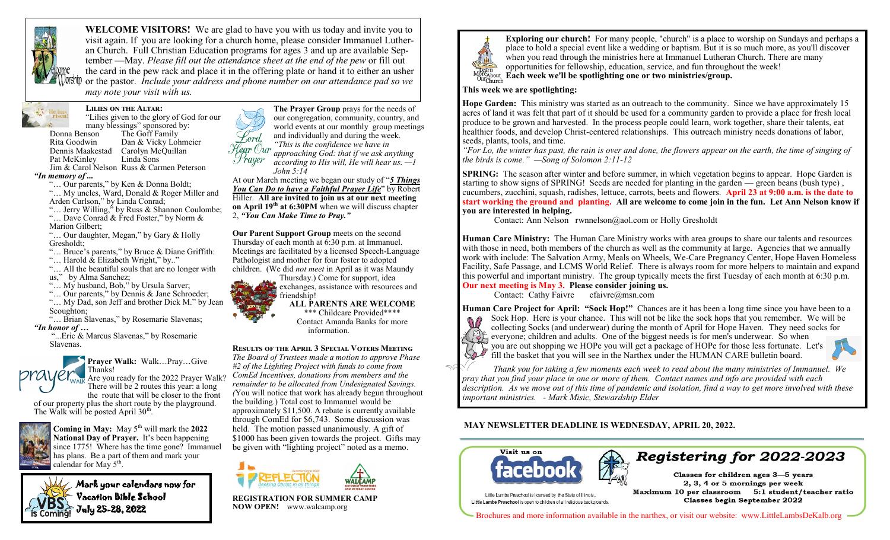**WELCOME VISITORS!** We are glad to have you with us today and invite you to visit again. If you are looking for a church home, please consider Immanuel Lutheran Church. Full Christian Education programs for ages 3 and up are available September —May. *Please fill out the attendance sheet at the end of the pew* or fill out the card in the pew rack and place it in the offering plate or hand it to either an usher or the pastor. *Include your address and phone number on our attendance pad so we may note your visit with us.*

**LILIES ON THE ALTAR:**

"Lilies given to the glory of God for our many blessings" sponsored by:

| | |
|---|---|
| Donna Benson | The Goff Family |
| Rita Goodwin | Dan & Vicky Lohmeier |
| Dennis Maakestad | Carolyn McQuillan |
| Pat McKinley | Linda Sons |
| Jim & Carol Nelson | Russ & Carmen Peterson |

*"In memory of ...*

"… Our parents," by Ken & Donna Boldt;
"… My uncles, Ward, Donald & Roger Miller and Arden Carlson," by Linda Conrad;
"… Jerry Willing," by Russ & Shannon Coulombe;
"… Dave Conrad & Fred Foster," by Norm & Marion Gilbert;
"… Our daughter, Megan," by Gary & Holly Gresholdt;
"… Bruce's parents," by Bruce & Diane Griffith:
"… Harold & Elizabeth Wright," by.."
"… All the beautiful souls that are no longer with us," by Alma Sanchez;
"… My husband, Bob," by Ursula Sarver;
"… Our parents," by Dennis & Jane Schroeder;
"… My Dad, son Jeff and brother Dick M." by Jean Scoughton;
"… Brian Slavenas," by Rosemarie Slavenas;

*"In honor of …*

"...Eric & Marcus Slavenas," by Rosemarie Slavenas.

**Prayer Walk:** Walk…Pray…Give Thanks!
Are you ready for the 2022 Prayer Walk? There will be 2 routes this year: a long the route that will be closer to the front of our property plus the short route by the playground. The Walk will be posted April 30th.

**Coming in May:** May 5th will mark the **2022 National Day of Prayer.** It's been happening since 1775! Where has the time gone? Immanuel has plans. Be a part of them and mark your calendar for May 5th.

Mark your calendars now for Vacation Bible School July 25-28, 2022

**The Prayer Group** prays for the needs of our congregation, community, country, and world events at our monthly group meetings and individually and during the week. *"This is the confidence we have in approaching God: that if we ask anything according to His will, He will hear us. —1 John 5:14*

At our March meeting we began our study of "***5 Things You Can Do to have a Faithful Prayer Life***" by Robert Hiller. **All are invited to join us at our next meeting on April 19th at 6:30PM** when we will discuss chapter 2, ***"You Can Make Time to Pray."***

**Our Parent Support Group** meets on the second Thursday of each month at 6:30 p.m. at Immanuel. Meetings are facilitated by a licensed Speech-Language Pathologist and mother for four foster to adopted children. (We did *not meet* in April as it was Maundy Thursday.) Come for support, idea exchanges, assistance with resources and friendship!

**ALL PARENTS ARE WELCOME**
*** Childcare Provided****
Contact Amanda Banks for more information.

**RESULTS OF THE APRIL 3 SPECIAL VOTERS MEETING**

*The Board of Trustees made a motion to approve Phase #2 of the Lighting Project with funds to come from ComEd Incentives, donations from members and the remainder to be allocated from Undesignated Savings. (*You will notice that work has already begun throughout the building.) Total cost to Immanuel would be approximately $11,500. A rebate is currently available through ComEd for $6,743. Some discussion was held. The motion passed unanimously. A gift of $1000 has been given towards the project. Gifts may be given with "lighting project" noted as a memo.

**REGISTRATION FOR SUMMER CAMP NOW OPEN!** www.walcamp.org

**Exploring our church!** For many people, "church" is a place to worship on Sundays and perhaps a place to hold a special event like a wedding or baptism. But it is so much more, as you'll discover when you read through the ministries here at Immanuel Lutheran Church. There are many opportunities for fellowship, education, service, and fun throughout the week! **Each week we'll be spotlighting one or two ministries/group.**

**This week we are spotlighting:**

**Hope Garden:** This ministry was started as an outreach to the community. Since we have approximately 15 acres of land it was felt that part of it should be used for a community garden to provide a place for fresh local produce to be grown and harvested. In the process people could learn, work together, share their talents, eat healthier foods, and develop Christ-centered relationships. This outreach ministry needs donations of labor, seeds, plants, tools, and time.

*"For Lo, the winter has past, the rain is over and done, the flowers appear on the earth, the time of singing of the birds is come." —Song of Solomon 2:11-12*

**SPRING:** The season after winter and before summer, in which vegetation begins to appear. Hope Garden is starting to show signs of SPRING! Seeds are needed for planting in the garden — green beans (bush type) , cucumbers, zucchini, squash, radishes, lettuce, carrots, beets and flowers. **April 23 at 9:00 a.m. is the date to start working the ground and planting. All are welcome to come join in the fun. Let Ann Nelson know if you are interested in helping.**

Contact: Ann Nelson rwnnelson@aol.com or Holly Gresholdt

**Human Care Ministry:** The Human Care Ministry works with area groups to share our talents and resources with those in need, both members of the church as well as the community at large. Agencies that we annually work with include: The Salvation Army, Meals on Wheels, We-Care Pregnancy Center, Hope Haven Homeless Facility, Safe Passage, and LCMS World Relief. There is always room for more helpers to maintain and expand this powerful and important ministry. The group typically meets the first Tuesday of each month at 6:30 p.m. **Our next meeting is May 3. Please consider joining us.**

Contact: Cathy Faivre cfaivre@msn.com

**Human Care Project for April: "Sock Hop!"** Chances are it has been a long time since you have been to a Sock Hop. Here is your chance. This will not be like the sock hops that you remember. We will be collecting Socks (and underwear) during the month of April for Hope Haven. They need socks for everyone; children and adults. One of the biggest needs is for men's underwear. So when you are out shopping we HOPe you will get a package of HOPe for those less fortunate. Let's fill the basket that you will see in the Narthex under the HUMAN CARE bulletin board.

*Thank you for taking a few moments each week to read about the many ministries of Immanuel. We pray that you find your place in one or more of them. Contact names and info are provided with each description. As we move out of this time of pandemic and isolation, find a way to get more involved with these important ministries. - Mark Misic, Stewardship Elder*

**MAY NEWSLETTER DEADLINE IS WEDNESDAY, APRIL 20, 2022.**

Visit us on facebook

Little Lambs Preschool is licensed by the State of Illinois,.
**Little Lambs Preschool** is open to children of all religious backgrounds.

## Registering for 2022-2023

**Classes for children ages 3—5 years**
**2, 3, 4 or 5 mornings per week**
**Maximum 10 per classroom 5:1 student/teacher ratio**
**Classes begin September 2022**

Brochures and more information available in the narthex, or visit our website: www.LittleLambsDeKalb.org